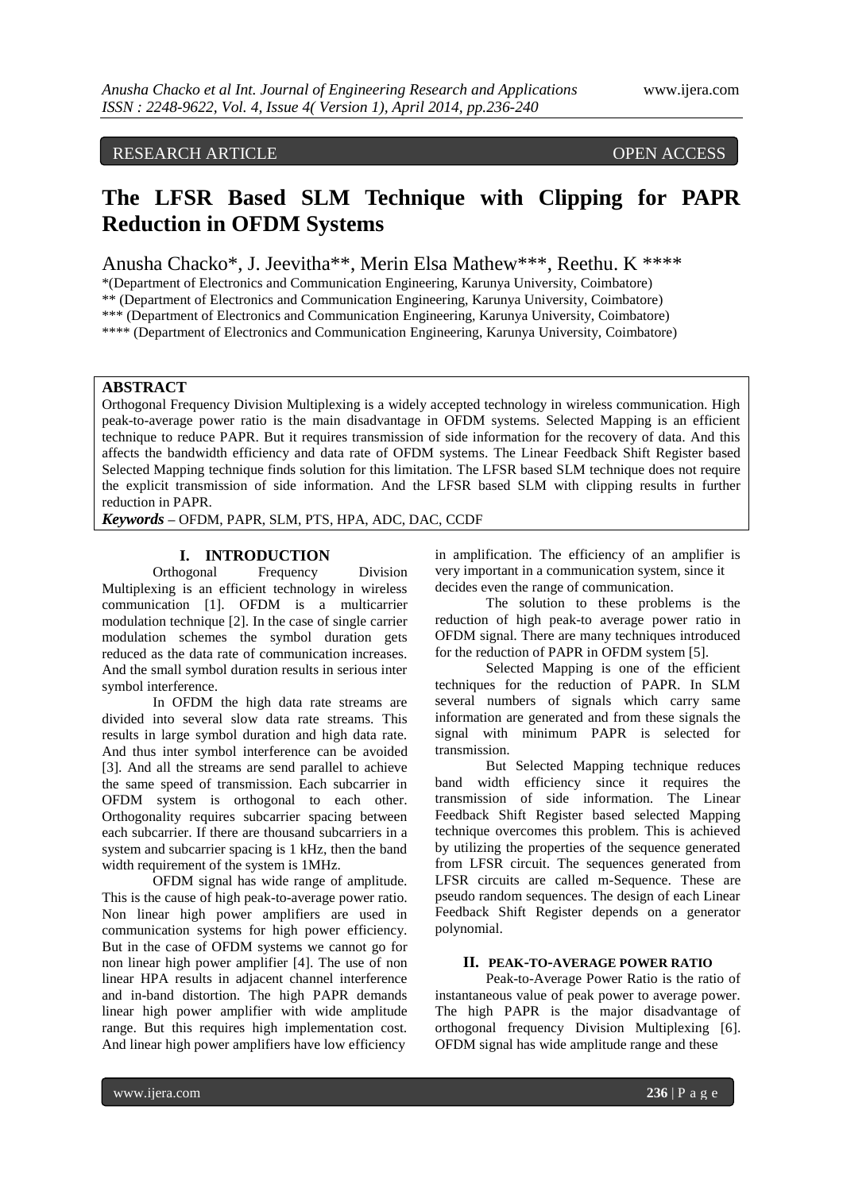RESEARCH ARTICLE OPEN ACCESS

# The LFSR Based SLM Technique with Clipping for PAPR Reduction in OFDM Systems

Anusha Chacko*, J. Jeevitha**, Merin Elsa Mathew***, Reethu. K ****

*(Department of Electronics and Communication Engineering, Karunya University, Coimbatore)
** (Department of Electronics and Communication Engineering, Karunya University, Coimbatore)
*** (Department of Electronics and Communication Engineering, Karunya University, Coimbatore)
**** (Department of Electronics and Communication Engineering, Karunya University, Coimbatore)

## ABSTRACT

Orthogonal Frequency Division Multiplexing is a widely accepted technology in wireless communication. High peak-to-average power ratio is the main disadvantage in OFDM systems. Selected Mapping is an efficient technique to reduce PAPR. But it requires transmission of side information for the recovery of data. And this affects the bandwidth efficiency and data rate of OFDM systems. The Linear Feedback Shift Register based Selected Mapping technique finds solution for this limitation. The LFSR based SLM technique does not require the explicit transmission of side information. And the LFSR based SLM with clipping results in further reduction in PAPR.

***Keywords*** **–** OFDM, PAPR, SLM, PTS, HPA, ADC, DAC, CCDF

## I. INTRODUCTION

Orthogonal Frequency Division Multiplexing is an efficient technology in wireless communication [1]. OFDM is a multicarrier modulation technique [2]. In the case of single carrier modulation schemes the symbol duration gets reduced as the data rate of communication increases. And the small symbol duration results in serious inter symbol interference.

In OFDM the high data rate streams are divided into several slow data rate streams. This results in large symbol duration and high data rate. And thus inter symbol interference can be avoided [3]. And all the streams are send parallel to achieve the same speed of transmission. Each subcarrier in OFDM system is orthogonal to each other. Orthogonality requires subcarrier spacing between each subcarrier. If there are thousand subcarriers in a system and subcarrier spacing is 1 kHz, then the band width requirement of the system is 1MHz.

OFDM signal has wide range of amplitude. This is the cause of high peak-to-average power ratio. Non linear high power amplifiers are used in communication systems for high power efficiency. But in the case of OFDM systems we cannot go for non linear high power amplifier [4]. The use of non linear HPA results in adjacent channel interference and in-band distortion. The high PAPR demands linear high power amplifier with wide amplitude range. But this requires high implementation cost. And linear high power amplifiers have low efficiency in amplification. The efficiency of an amplifier is very important in a communication system, since it decides even the range of communication.

The solution to these problems is the reduction of high peak-to average power ratio in OFDM signal. There are many techniques introduced for the reduction of PAPR in OFDM system [5].

Selected Mapping is one of the efficient techniques for the reduction of PAPR. In SLM several numbers of signals which carry same information are generated and from these signals the signal with minimum PAPR is selected for transmission.

But Selected Mapping technique reduces band width efficiency since it requires the transmission of side information. The Linear Feedback Shift Register based selected Mapping technique overcomes this problem. This is achieved by utilizing the properties of the sequence generated from LFSR circuit. The sequences generated from LFSR circuits are called m-Sequence. These are pseudo random sequences. The design of each Linear Feedback Shift Register depends on a generator polynomial.

## II. PEAK-TO-AVERAGE POWER RATIO

Peak-to-Average Power Ratio is the ratio of instantaneous value of peak power to average power. The high PAPR is the major disadvantage of orthogonal frequency Division Multiplexing [6]. OFDM signal has wide amplitude range and these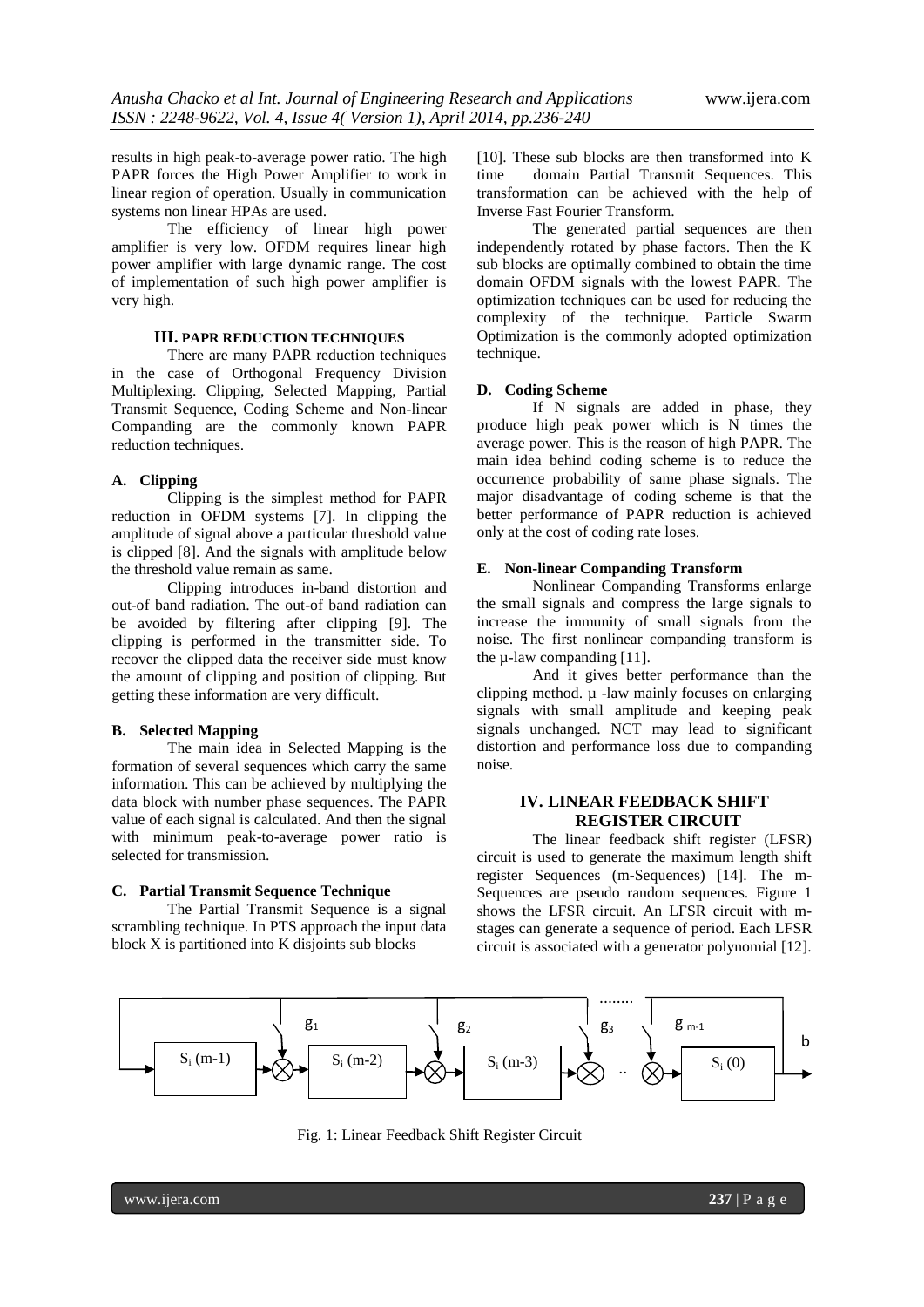results in high peak-to-average power ratio. The high PAPR forces the High Power Amplifier to work in linear region of operation. Usually in communication systems non linear HPAs are used.

The efficiency of linear high power amplifier is very low. OFDM requires linear high power amplifier with large dynamic range. The cost of implementation of such high power amplifier is very high.

## III. PAPR REDUCTION TECHNIQUES

There are many PAPR reduction techniques in the case of Orthogonal Frequency Division Multiplexing. Clipping, Selected Mapping, Partial Transmit Sequence, Coding Scheme and Non-linear Companding are the commonly known PAPR reduction techniques.

### A. Clipping

Clipping is the simplest method for PAPR reduction in OFDM systems [7]. In clipping the amplitude of signal above a particular threshold value is clipped [8]. And the signals with amplitude below the threshold value remain as same.

Clipping introduces in-band distortion and out-of band radiation. The out-of band radiation can be avoided by filtering after clipping [9]. The clipping is performed in the transmitter side. To recover the clipped data the receiver side must know the amount of clipping and position of clipping. But getting these information are very difficult.

### B. Selected Mapping

The main idea in Selected Mapping is the formation of several sequences which carry the same information. This can be achieved by multiplying the data block with number phase sequences. The PAPR value of each signal is calculated. And then the signal with minimum peak-to-average power ratio is selected for transmission.

### C. Partial Transmit Sequence Technique

The Partial Transmit Sequence is a signal scrambling technique. In PTS approach the input data block X is partitioned into K disjoints sub blocks [10]. These sub blocks are then transformed into K time domain Partial Transmit Sequences. This transformation can be achieved with the help of Inverse Fast Fourier Transform.

The generated partial sequences are then independently rotated by phase factors. Then the K sub blocks are optimally combined to obtain the time domain OFDM signals with the lowest PAPR. The optimization techniques can be used for reducing the complexity of the technique. Particle Swarm Optimization is the commonly adopted optimization technique.

### D. Coding Scheme

If N signals are added in phase, they produce high peak power which is N times the average power. This is the reason of high PAPR. The main idea behind coding scheme is to reduce the occurrence probability of same phase signals. The major disadvantage of coding scheme is that the better performance of PAPR reduction is achieved only at the cost of coding rate loses.

### E. Non-linear Companding Transform

Nonlinear Companding Transforms enlarge the small signals and compress the large signals to increase the immunity of small signals from the noise. The first nonlinear companding transform is the µ-law companding [11].

And it gives better performance than the clipping method. µ -law mainly focuses on enlarging signals with small amplitude and keeping peak signals unchanged. NCT may lead to significant distortion and performance loss due to companding noise.

## IV. LINEAR FEEDBACK SHIFT REGISTER CIRCUIT

The linear feedback shift register (LFSR) circuit is used to generate the maximum length shift register Sequences (m-Sequences) [14]. The m-Sequences are pseudo random sequences. Figure 1 shows the LFSR circuit. An LFSR circuit with m-stages can generate a sequence of period. Each LFSR circuit is associated with a generator polynomial [12].

Fig. 1: Linear Feedback Shift Register Circuit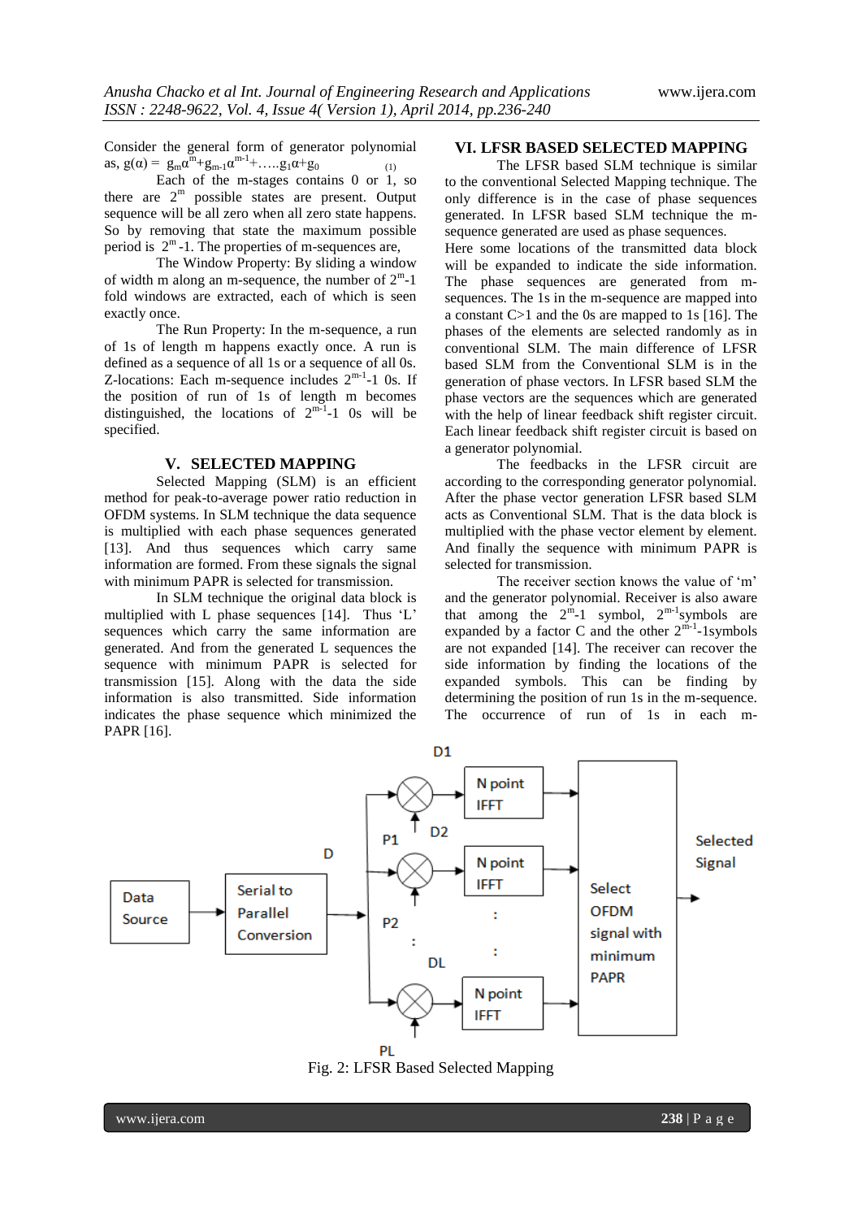Consider the general form of generator polynomial as, $g(\alpha) = g_m\alpha^m+g_{m-1}\alpha^{m-1}+\ldots.g_1\alpha+g_0$ (1)

Each of the m-stages contains 0 or 1, so there are $2^m$ possible states are present. Output sequence will be all zero when all zero state happens. So by removing that state the maximum possible period is $2^m$-1. The properties of m-sequences are,

The Window Property: By sliding a window of width m along an m-sequence, the number of $2^m$-1 fold windows are extracted, each of which is seen exactly once.

The Run Property: In the m-sequence, a run of 1s of length m happens exactly once. A run is defined as a sequence of all 1s or a sequence of all 0s. Z-locations: Each m-sequence includes $2^{m-1}$-1 0s. If the position of run of 1s of length m becomes distinguished, the locations of $2^{m-1}$-1 0s will be specified.

## V. SELECTED MAPPING

Selected Mapping (SLM) is an efficient method for peak-to-average power ratio reduction in OFDM systems. In SLM technique the data sequence is multiplied with each phase sequences generated [13]. And thus sequences which carry same information are formed. From these signals the signal with minimum PAPR is selected for transmission.

In SLM technique the original data block is multiplied with L phase sequences [14]. Thus 'L' sequences which carry the same information are generated. And from the generated L sequences the sequence with minimum PAPR is selected for transmission [15]. Along with the data the side information is also transmitted. Side information indicates the phase sequence which minimized the PAPR [16].

## VI. LFSR BASED SELECTED MAPPING

The LFSR based SLM technique is similar to the conventional Selected Mapping technique. The only difference is in the case of phase sequences generated. In LFSR based SLM technique the m-sequence generated are used as phase sequences. Here some locations of the transmitted data block will be expanded to indicate the side information. The phase sequences are generated from m-sequences. The 1s in the m-sequence are mapped into a constant C>1 and the 0s are mapped to 1s [16]. The phases of the elements are selected randomly as in conventional SLM. The main difference of LFSR based SLM from the Conventional SLM is in the generation of phase vectors. In LFSR based SLM the phase vectors are the sequences which are generated with the help of linear feedback shift register circuit. Each linear feedback shift register circuit is based on a generator polynomial.

The feedbacks in the LFSR circuit are according to the corresponding generator polynomial. After the phase vector generation LFSR based SLM acts as Conventional SLM. That is the data block is multiplied with the phase vector element by element. And finally the sequence with minimum PAPR is selected for transmission.

The receiver section knows the value of 'm' and the generator polynomial. Receiver is also aware that among the $2^m$-1 symbol, $2^{m-1}$symbols are expanded by a factor C and the other $2^{m-1}$-1symbols are not expanded [14]. The receiver can recover the side information by finding the locations of the expanded symbols. This can be finding by determining the position of run 1s in the m-sequence. The occurrence of run of 1s in each m-

Fig. 2: LFSR Based Selected Mapping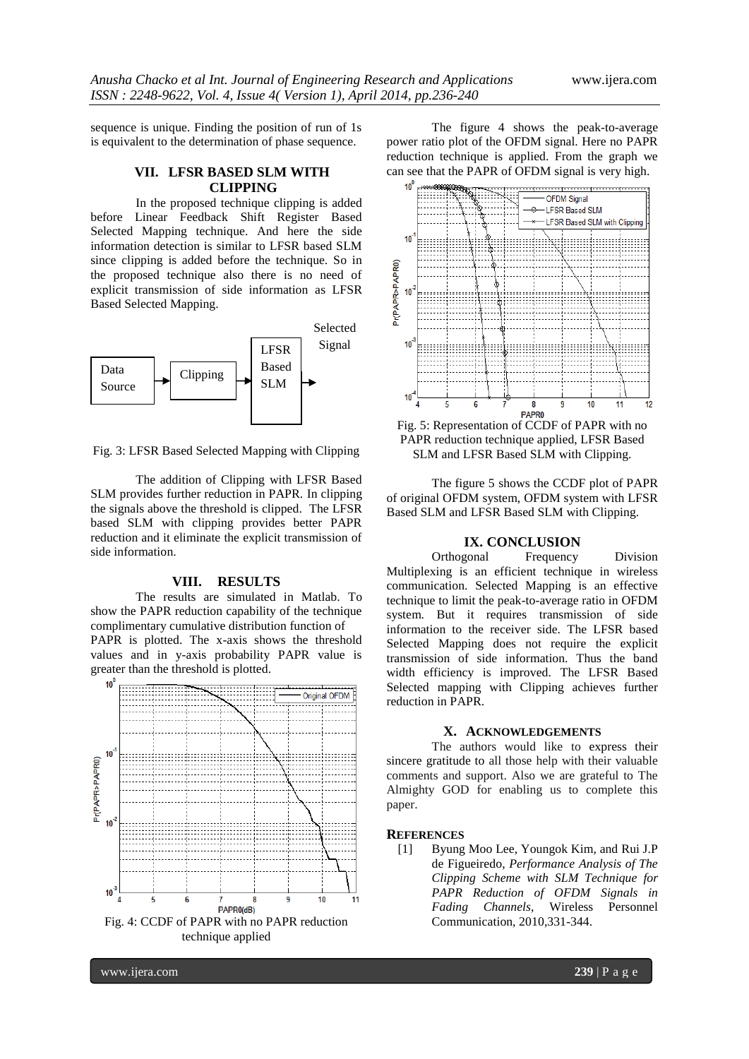sequence is unique. Finding the position of run of 1s is equivalent to the determination of phase sequence.

## VII. LFSR BASED SLM WITH CLIPPING

In the proposed technique clipping is added before Linear Feedback Shift Register Based Selected Mapping technique. And here the side information detection is similar to LFSR based SLM since clipping is added before the technique. So in the proposed technique also there is no need of explicit transmission of side information as LFSR Based Selected Mapping.

Data Source → Clipping → LFSR Based SLM → Selected Signal

Fig. 3: LFSR Based Selected Mapping with Clipping

The addition of Clipping with LFSR Based SLM provides further reduction in PAPR. In clipping the signals above the threshold is clipped. The LFSR based SLM with clipping provides better PAPR reduction and it eliminate the explicit transmission of side information.

## VIII. RESULTS

The results are simulated in Matlab. To show the PAPR reduction capability of the technique complimentary cumulative distribution function of PAPR is plotted. The x-axis shows the threshold values and in y-axis probability PAPR value is greater than the threshold is plotted.

Fig. 4: CCDF of PAPR with no PAPR reduction technique applied

The figure 4 shows the peak-to-average power ratio plot of the OFDM signal. Here no PAPR reduction technique is applied. From the graph we can see that the PAPR of OFDM signal is very high.

Fig. 5: Representation of CCDF of PAPR with no PAPR reduction technique applied, LFSR Based SLM and LFSR Based SLM with Clipping.

The figure 5 shows the CCDF plot of PAPR of original OFDM system, OFDM system with LFSR Based SLM and LFSR Based SLM with Clipping.

## IX. CONCLUSION

Orthogonal Frequency Division Multiplexing is an efficient technique in wireless communication. Selected Mapping is an effective technique to limit the peak-to-average ratio in OFDM system. But it requires transmission of side information to the receiver side. The LFSR based Selected Mapping does not require the explicit transmission of side information. Thus the band width efficiency is improved. The LFSR Based Selected mapping with Clipping achieves further reduction in PAPR.

## X. ACKNOWLEDGEMENTS

The authors would like to express their sincere gratitude to all those help with their valuable comments and support. Also we are grateful to The Almighty GOD for enabling us to complete this paper.

## REFERENCES

[1] Byung Moo Lee, Youngok Kim, and Rui J.P de Figueiredo, *Performance Analysis of The Clipping Scheme with SLM Technique for PAPR Reduction of OFDM Signals in Fading Channels*, Wireless Personnel Communication, 2010,331-344.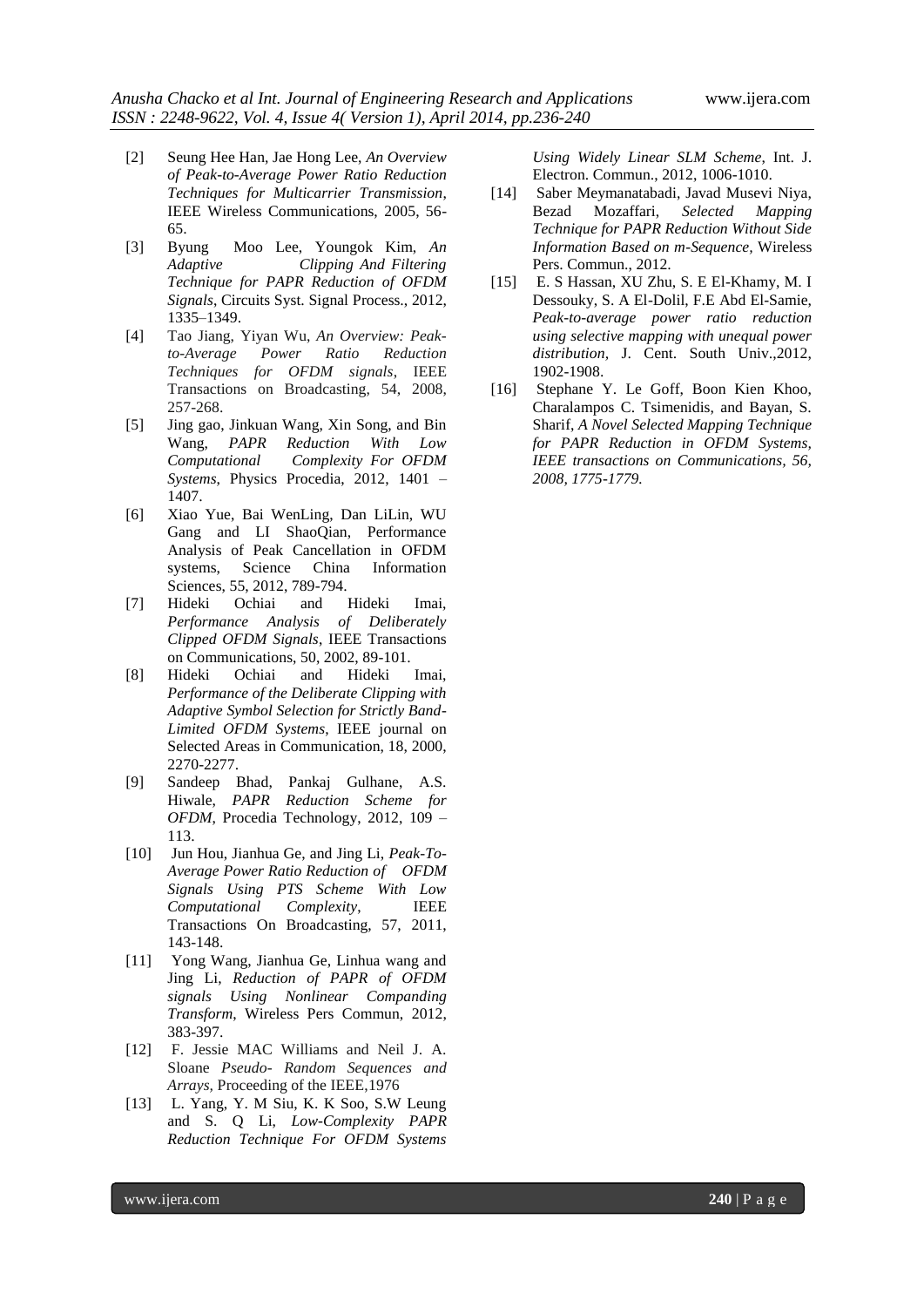[2] Seung Hee Han, Jae Hong Lee, *An Overview of Peak-to-Average Power Ratio Reduction Techniques for Multicarrier Transmission*, IEEE Wireless Communications, 2005, 56-65.

[3] Byung Moo Lee, Youngok Kim, *An Adaptive Clipping And Filtering Technique for PAPR Reduction of OFDM Signals*, Circuits Syst. Signal Process., 2012, 1335–1349.

[4] Tao Jiang, Yiyan Wu, *An Overview: Peak-to-Average Power Ratio Reduction Techniques for OFDM signals*, IEEE Transactions on Broadcasting, 54, 2008, 257-268.

[5] Jing gao, Jinkuan Wang, Xin Song, and Bin Wang, *PAPR Reduction With Low Computational Complexity For OFDM Systems*, Physics Procedia, 2012, 1401 – 1407.

[6] Xiao Yue, Bai WenLing, Dan LiLin, WU Gang and LI ShaoQian, Performance Analysis of Peak Cancellation in OFDM systems, Science China Information Sciences, 55, 2012, 789-794.

[7] Hideki Ochiai and Hideki Imai, *Performance Analysis of Deliberately Clipped OFDM Signals*, IEEE Transactions on Communications, 50, 2002, 89-101.

[8] Hideki Ochiai and Hideki Imai, *Performance of the Deliberate Clipping with Adaptive Symbol Selection for Strictly Band-Limited OFDM Systems*, IEEE journal on Selected Areas in Communication, 18, 2000, 2270-2277.

[9] Sandeep Bhad, Pankaj Gulhane, A.S. Hiwale, *PAPR Reduction Scheme for OFDM*, Procedia Technology, 2012, 109 – 113.

[10] Jun Hou, Jianhua Ge, and Jing Li, *Peak-To-Average Power Ratio Reduction of OFDM Signals Using PTS Scheme With Low Computational Complexity*, IEEE Transactions On Broadcasting, 57, 2011, 143-148.

[11] Yong Wang, Jianhua Ge, Linhua wang and Jing Li, *Reduction of PAPR of OFDM signals Using Nonlinear Companding Transform*, Wireless Pers Commun, 2012, 383-397.

[12] F. Jessie MAC Williams and Neil J. A. Sloane *Pseudo- Random Sequences and Arrays*, Proceeding of the IEEE,1976

[13] L. Yang, Y. M Siu, K. K Soo, S.W Leung and S. Q Li, *Low-Complexity PAPR Reduction Technique For OFDM Systems Using Widely Linear SLM Scheme*, Int. J. Electron. Commun., 2012, 1006-1010.

[14] Saber Meymanatabadi, Javad Musevi Niya, Bezad Mozaffari, *Selected Mapping Technique for PAPR Reduction Without Side Information Based on m-Sequence*, Wireless Pers. Commun., 2012.

[15] E. S Hassan, XU Zhu, S. E El-Khamy, M. I Dessouky, S. A El-Dolil, F.E Abd El-Samie, *Peak-to-average power ratio reduction using selective mapping with unequal power distribution*, J. Cent. South Univ.,2012, 1902-1908.

[16] Stephane Y. Le Goff, Boon Kien Khoo, Charalampos C. Tsimenidis, and Bayan, S. Sharif, *A Novel Selected Mapping Technique for PAPR Reduction in OFDM Systems, IEEE transactions on Communications, 56, 2008, 1775-1779.*